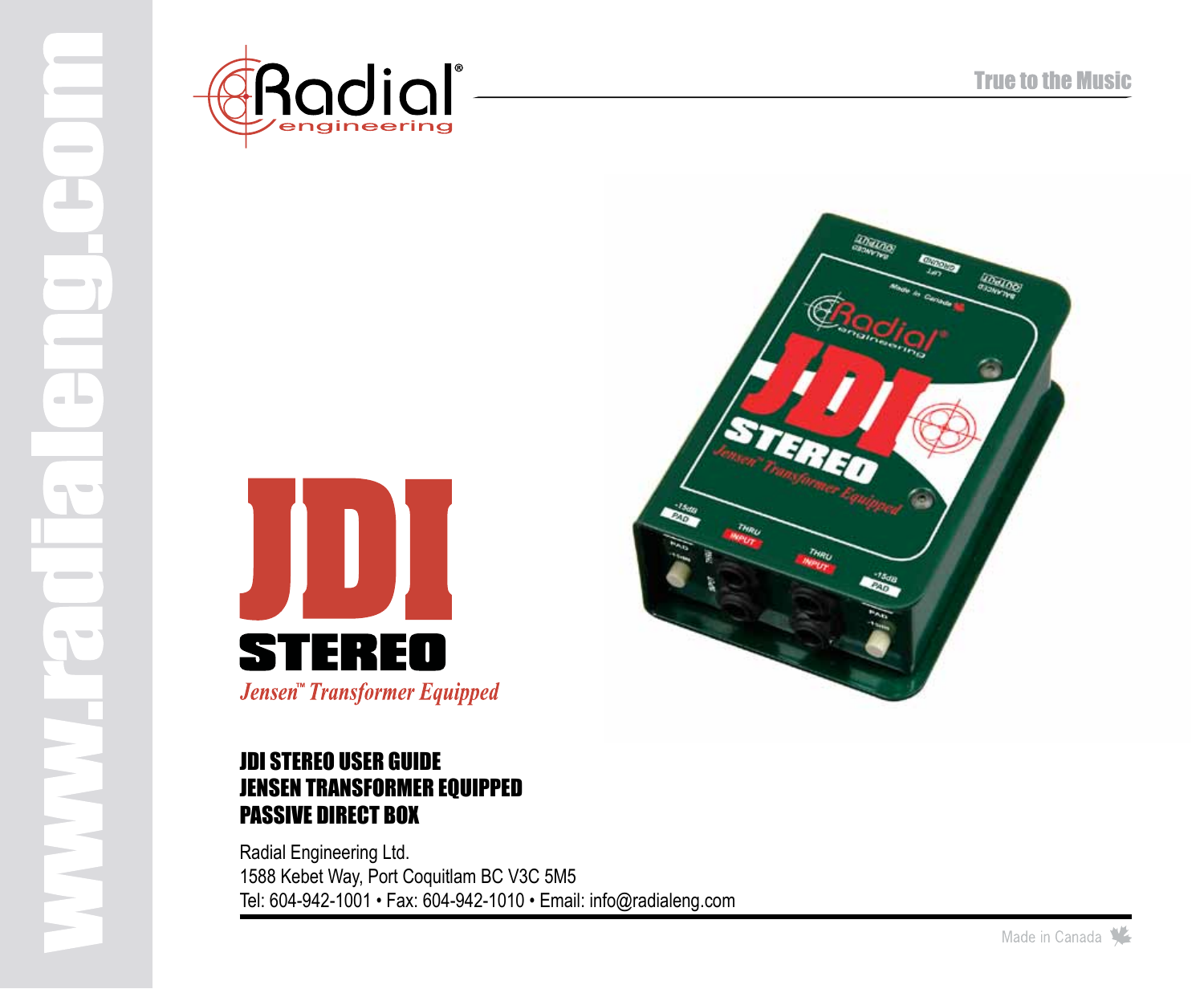Radial engineering

True to the Music

# JDI STEREO

*Jensen™ Transformer Equipped*

## JDI STEREO USER GUIDE
## JENSEN TRANSFORMER EQUIPPED
## PASSIVE DIRECT BOX

Radial Engineering Ltd.
1588 Kebet Way, Port Coquitlam BC V3C 5M5
Tel: 604-942-1001 • Fax: 604-942-1010 • Email: info@radialeng.com

Made in Canada

www.radialeng.com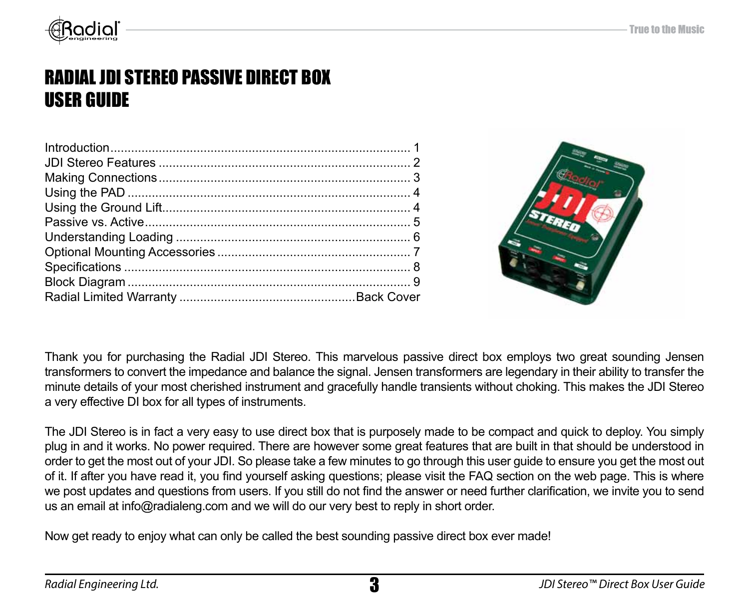# RADIAL JDI STEREO PASSIVE DIRECT BOX
# USER GUIDE

| | |
|---|---|
| Introduction | 1 |
| JDI Stereo Features | 2 |
| Making Connections | 3 |
| Using the PAD | 4 |
| Using the Ground Lift | 4 |
| Passive vs. Active | 5 |
| Understanding Loading | 6 |
| Optional Mounting Accessories | 7 |
| Specifications | 8 |
| Block Diagram | 9 |
| Radial Limited Warranty | Back Cover |

Thank you for purchasing the Radial JDI Stereo. This marvelous passive direct box employs two great sounding Jensen transformers to convert the impedance and balance the signal. Jensen transformers are legendary in their ability to transfer the minute details of your most cherished instrument and gracefully handle transients without choking. This makes the JDI Stereo a very effective DI box for all types of instruments.

The JDI Stereo is in fact a very easy to use direct box that is purposely made to be compact and quick to deploy. You simply plug in and it works. No power required. There are however some great features that are built in that should be understood in order to get the most out of your JDI. So please take a few minutes to go through this user guide to ensure you get the most out of it. If after you have read it, you find yourself asking questions; please visit the FAQ section on the web page. This is where we post updates and questions from users. If you still do not find the answer or need further clarification, we invite you to send us an email at info@radialeng.com and we will do our very best to reply in short order.

Now get ready to enjoy what can only be called the best sounding passive direct box ever made!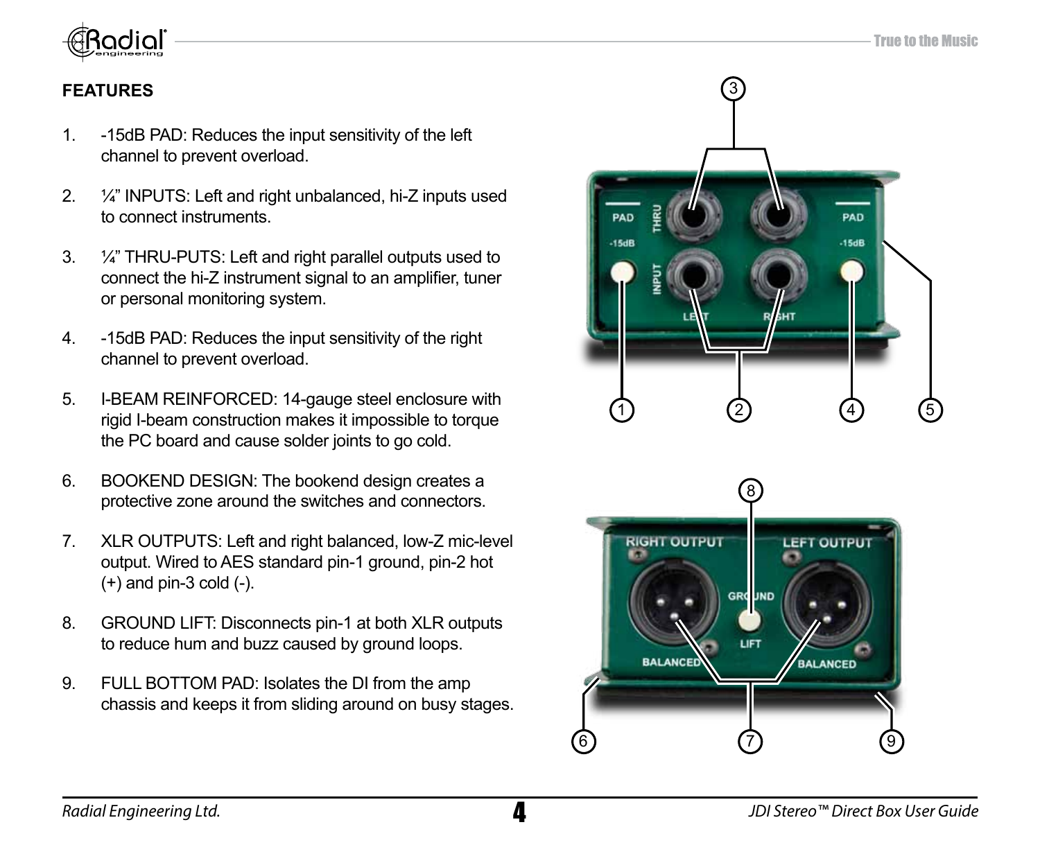## FEATURES

1. -15dB PAD: Reduces the input sensitivity of the left channel to prevent overload.

2. ¼" INPUTS: Left and right unbalanced, hi-Z inputs used to connect instruments.

3. ¼" THRU-PUTS: Left and right parallel outputs used to connect the hi-Z instrument signal to an amplifier, tuner or personal monitoring system.

4. -15dB PAD: Reduces the input sensitivity of the right channel to prevent overload.

5. I-BEAM REINFORCED: 14-gauge steel enclosure with rigid I-beam construction makes it impossible to torque the PC board and cause solder joints to go cold.

6. BOOKEND DESIGN: The bookend design creates a protective zone around the switches and connectors.

7. XLR OUTPUTS: Left and right balanced, low-Z mic-level output. Wired to AES standard pin-1 ground, pin-2 hot (+) and pin-3 cold (-).

8. GROUND LIFT: Disconnects pin-1 at both XLR outputs to reduce hum and buzz caused by ground loops.

9. FULL BOTTOM PAD: Isolates the DI from the amp chassis and keeps it from sliding around on busy stages.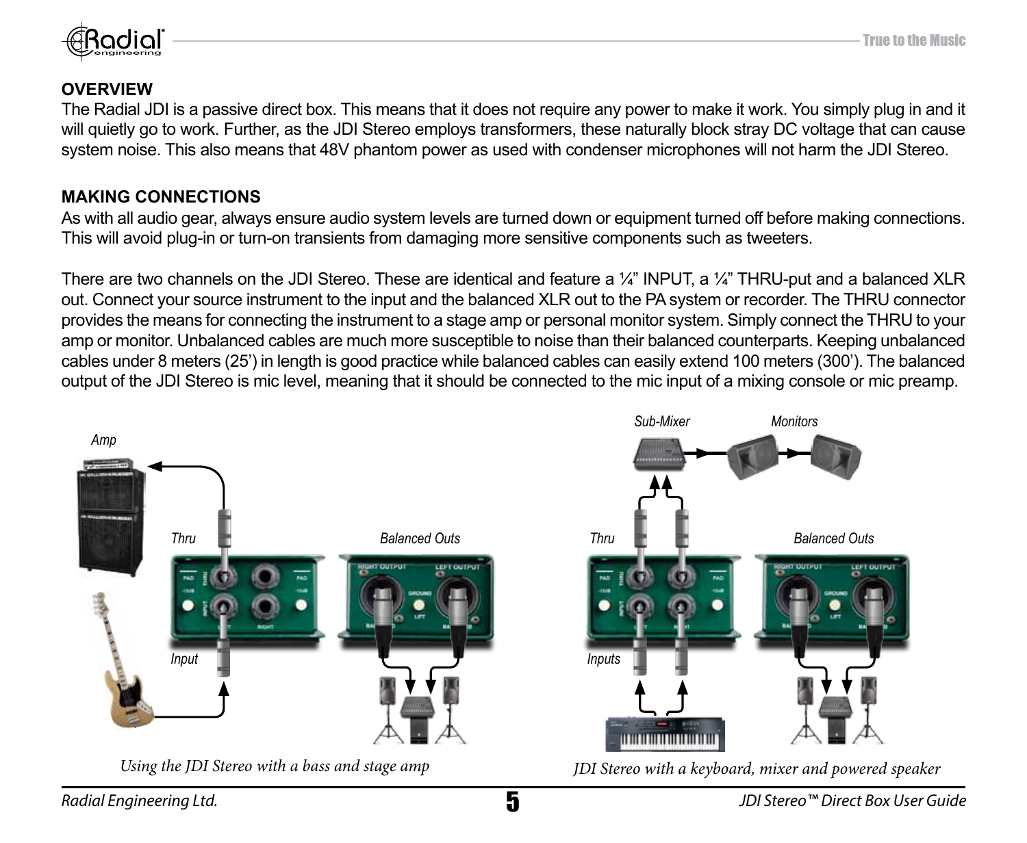## OVERVIEW

The Radial JDI is a passive direct box. This means that it does not require any power to make it work. You simply plug in and it will quietly go to work. Further, as the JDI Stereo employs transformers, these naturally block stray DC voltage that can cause system noise. This also means that 48V phantom power as used with condenser microphones will not harm the JDI Stereo.

## MAKING CONNECTIONS

As with all audio gear, always ensure audio system levels are turned down or equipment turned off before making connections. This will avoid plug-in or turn-on transients from damaging more sensitive components such as tweeters.

There are two channels on the JDI Stereo. These are identical and feature a ¼" INPUT, a ¼" THRU-put and a balanced XLR out. Connect your source instrument to the input and the balanced XLR out to the PA system or recorder. The THRU connector provides the means for connecting the instrument to a stage amp or personal monitor system. Simply connect the THRU to your amp or monitor. Unbalanced cables are much more susceptible to noise than their balanced counterparts. Keeping unbalanced cables under 8 meters (25') in length is good practice while balanced cables can easily extend 100 meters (300'). The balanced output of the JDI Stereo is mic level, meaning that it should be connected to the mic input of a mixing console or mic preamp.

*Using the JDI Stereo with a bass and stage amp*

*JDI Stereo with a keyboard, mixer and powered speaker*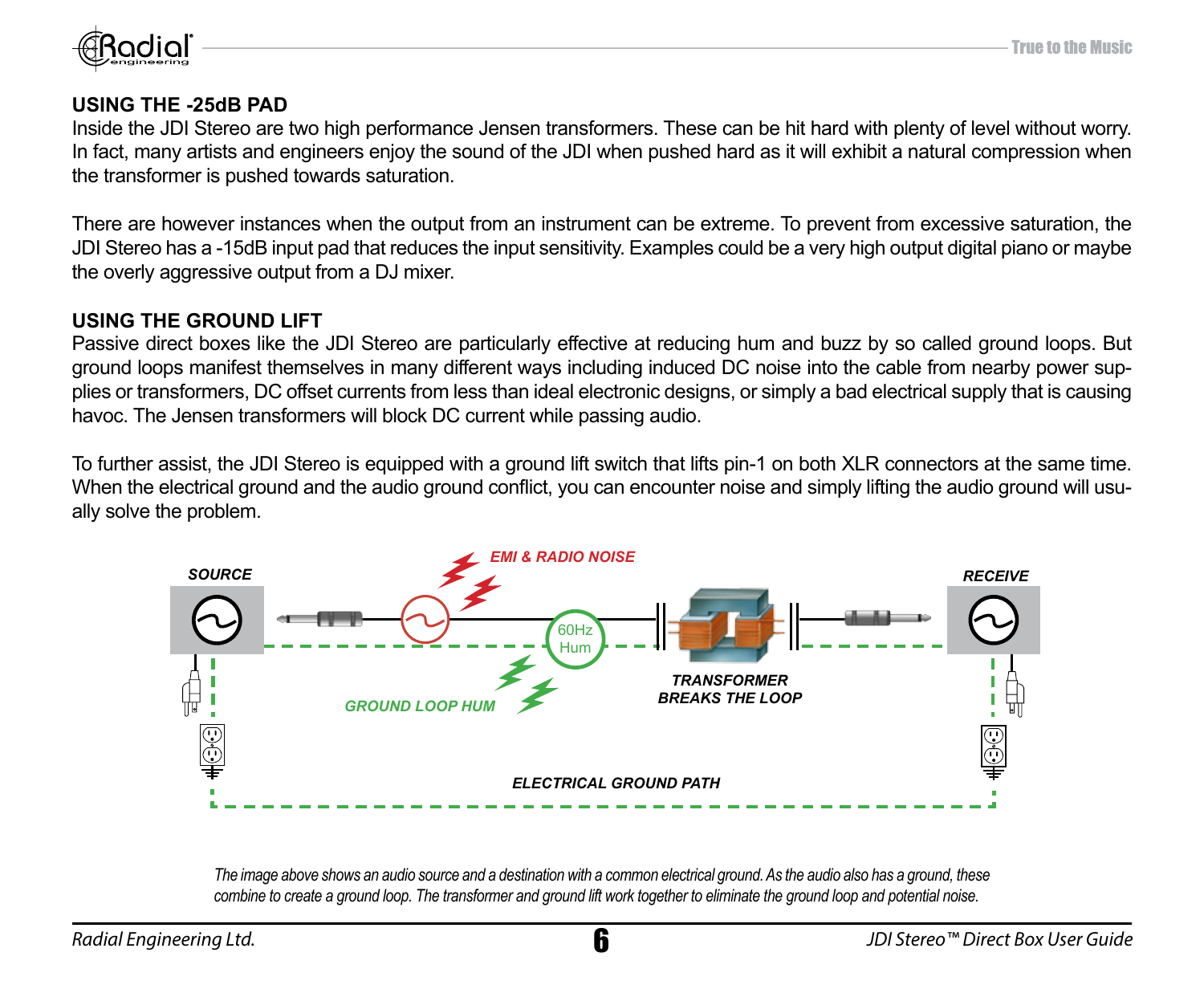## USING THE -25dB PAD

Inside the JDI Stereo are two high performance Jensen transformers. These can be hit hard with plenty of level without worry. In fact, many artists and engineers enjoy the sound of the JDI when pushed hard as it will exhibit a natural compression when the transformer is pushed towards saturation.

There are however instances when the output from an instrument can be extreme. To prevent from excessive saturation, the JDI Stereo has a -15dB input pad that reduces the input sensitivity. Examples could be a very high output digital piano or maybe the overly aggressive output from a DJ mixer.

## USING THE GROUND LIFT

Passive direct boxes like the JDI Stereo are particularly effective at reducing hum and buzz by so called ground loops. But ground loops manifest themselves in many different ways including induced DC noise into the cable from nearby power supplies or transformers, DC offset currents from less than ideal electronic designs, or simply a bad electrical supply that is causing havoc. The Jensen transformers will block DC current while passing audio.

To further assist, the JDI Stereo is equipped with a ground lift switch that lifts pin-1 on both XLR connectors at the same time. When the electrical ground and the audio ground conflict, you can encounter noise and simply lifting the audio ground will usually solve the problem.

SOURCE — EMI & RADIO NOISE — 60Hz Hum — TRANSFORMER BREAKS THE LOOP — RECEIVE — GROUND LOOP HUM — ELECTRICAL GROUND PATH

*The image above shows an audio source and a destination with a common electrical ground. As the audio also has a ground, these combine to create a ground loop. The transformer and ground lift work together to eliminate the ground loop and potential noise.*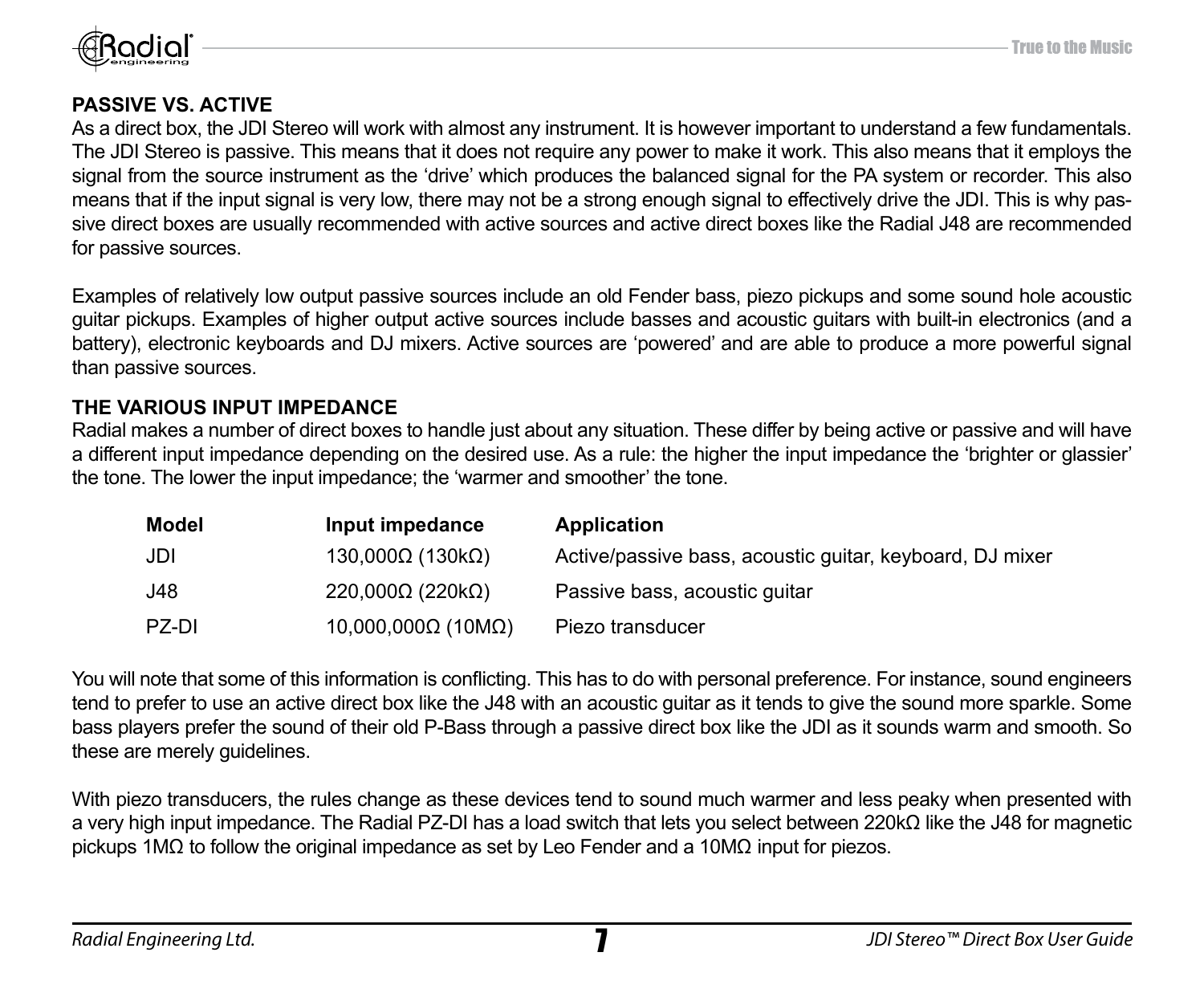## PASSIVE VS. ACTIVE

As a direct box, the JDI Stereo will work with almost any instrument. It is however important to understand a few fundamentals. The JDI Stereo is passive. This means that it does not require any power to make it work. This also means that it employs the signal from the source instrument as the 'drive' which produces the balanced signal for the PA system or recorder. This also means that if the input signal is very low, there may not be a strong enough signal to effectively drive the JDI. This is why passive direct boxes are usually recommended with active sources and active direct boxes like the Radial J48 are recommended for passive sources.

Examples of relatively low output passive sources include an old Fender bass, piezo pickups and some sound hole acoustic guitar pickups. Examples of higher output active sources include basses and acoustic guitars with built-in electronics (and a battery), electronic keyboards and DJ mixers. Active sources are 'powered' and are able to produce a more powerful signal than passive sources.

## THE VARIOUS INPUT IMPEDANCE

Radial makes a number of direct boxes to handle just about any situation. These differ by being active or passive and will have a different input impedance depending on the desired use. As a rule: the higher the input impedance the 'brighter or glassier' the tone. The lower the input impedance; the 'warmer and smoother' the tone.

| Model | Input impedance | Application |
|---|---|---|
| JDI | 130,000Ω (130kΩ) | Active/passive bass, acoustic guitar, keyboard, DJ mixer |
| J48 | 220,000Ω (220kΩ) | Passive bass, acoustic guitar |
| PZ-DI | 10,000,000Ω (10MΩ) | Piezo transducer |

You will note that some of this information is conflicting. This has to do with personal preference. For instance, sound engineers tend to prefer to use an active direct box like the J48 with an acoustic guitar as it tends to give the sound more sparkle. Some bass players prefer the sound of their old P-Bass through a passive direct box like the JDI as it sounds warm and smooth. So these are merely guidelines.

With piezo transducers, the rules change as these devices tend to sound much warmer and less peaky when presented with a very high input impedance. The Radial PZ-DI has a load switch that lets you select between 220kΩ like the J48 for magnetic pickups 1MΩ to follow the original impedance as set by Leo Fender and a 10MΩ input for piezos.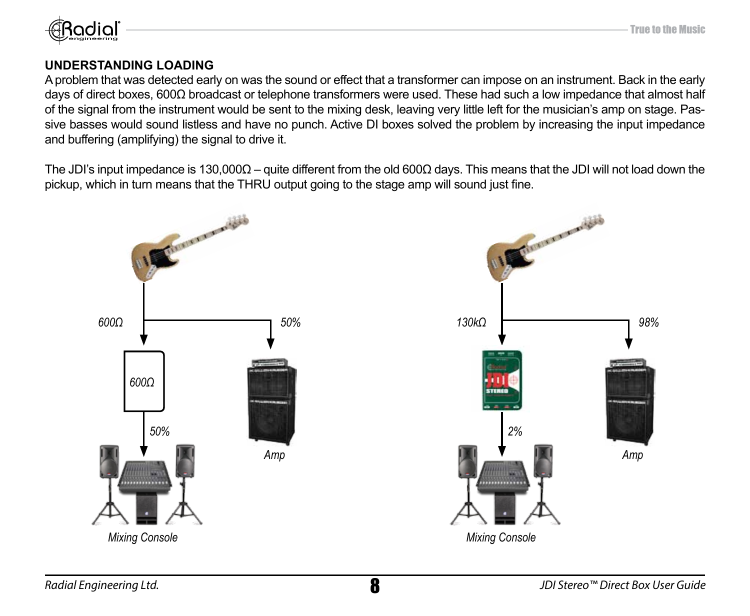## UNDERSTANDING LOADING

A problem that was detected early on was the sound or effect that a transformer can impose on an instrument. Back in the early days of direct boxes, 600Ω broadcast or telephone transformers were used. These had such a low impedance that almost half of the signal from the instrument would be sent to the mixing desk, leaving very little left for the musician's amp on stage. Passive basses would sound listless and have no punch. Active DI boxes solved the problem by increasing the input impedance and buffering (amplifying) the signal to drive it.

The JDI's input impedance is 130,000Ω – quite different from the old 600Ω days. This means that the JDI will not load down the pickup, which in turn means that the THRU output going to the stage amp will sound just fine.

*600Ω* *50%*

*600Ω*

*50%*

*Amp*

*Mixing Console*

*130kΩ* *98%*

*2%*

*Amp*

*Mixing Console*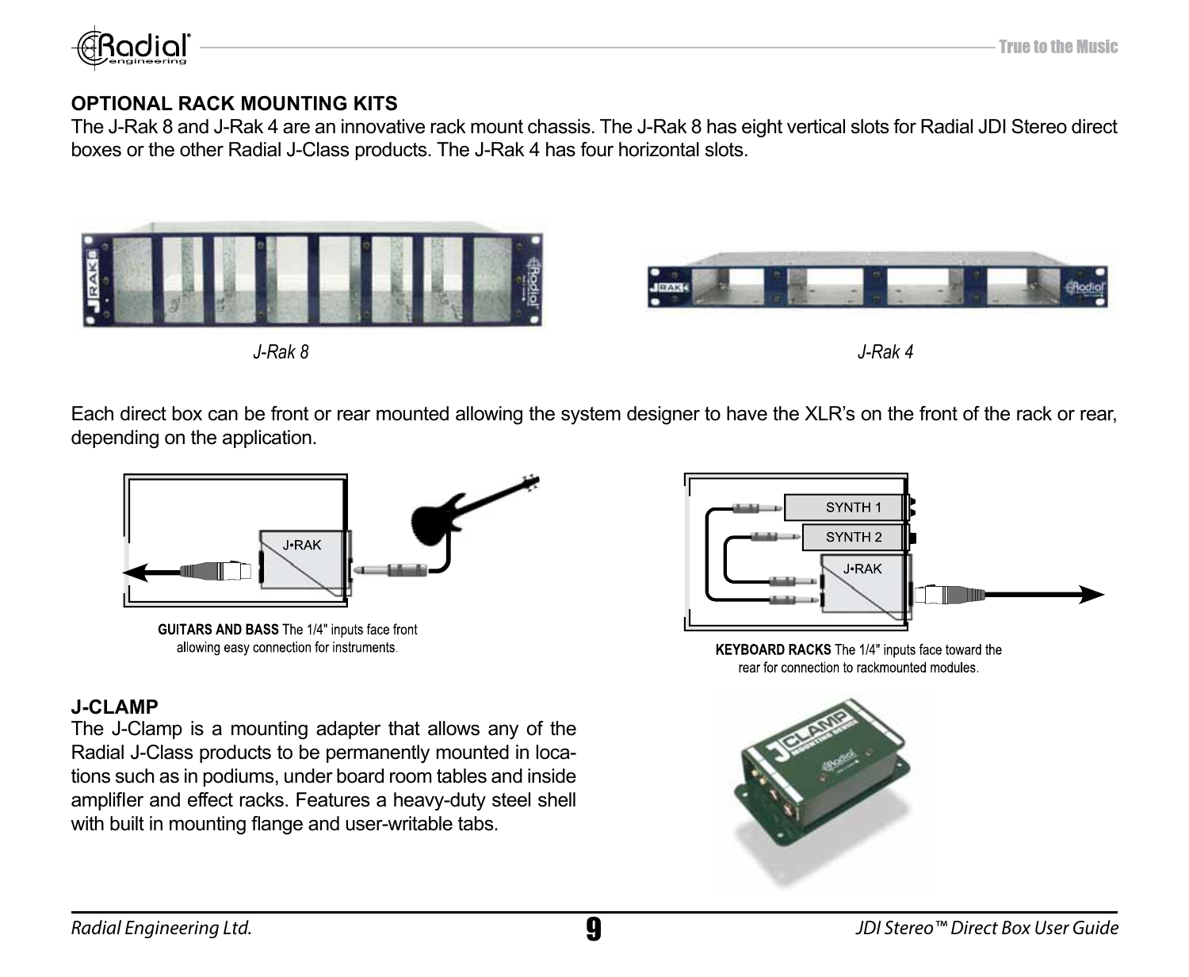## OPTIONAL RACK MOUNTING KITS

The J-Rak 8 and J-Rak 4 are an innovative rack mount chassis. The J-Rak 8 has eight vertical slots for Radial JDI Stereo direct boxes or the other Radial J-Class products. The J-Rak 4 has four horizontal slots.

*J-Rak 8*

*J-Rak 4*

Each direct box can be front or rear mounted allowing the system designer to have the XLR's on the front of the rack or rear, depending on the application.

**GUITARS AND BASS** The 1/4" inputs face front allowing easy connection for instruments.

**KEYBOARD RACKS** The 1/4" inputs face toward the rear for connection to rackmounted modules.

## J-CLAMP

The J-Clamp is a mounting adapter that allows any of the Radial J-Class products to be permanently mounted in locations such as in podiums, under board room tables and inside amplifler and effect racks. Features a heavy-duty steel shell with built in mounting flange and user-writable tabs.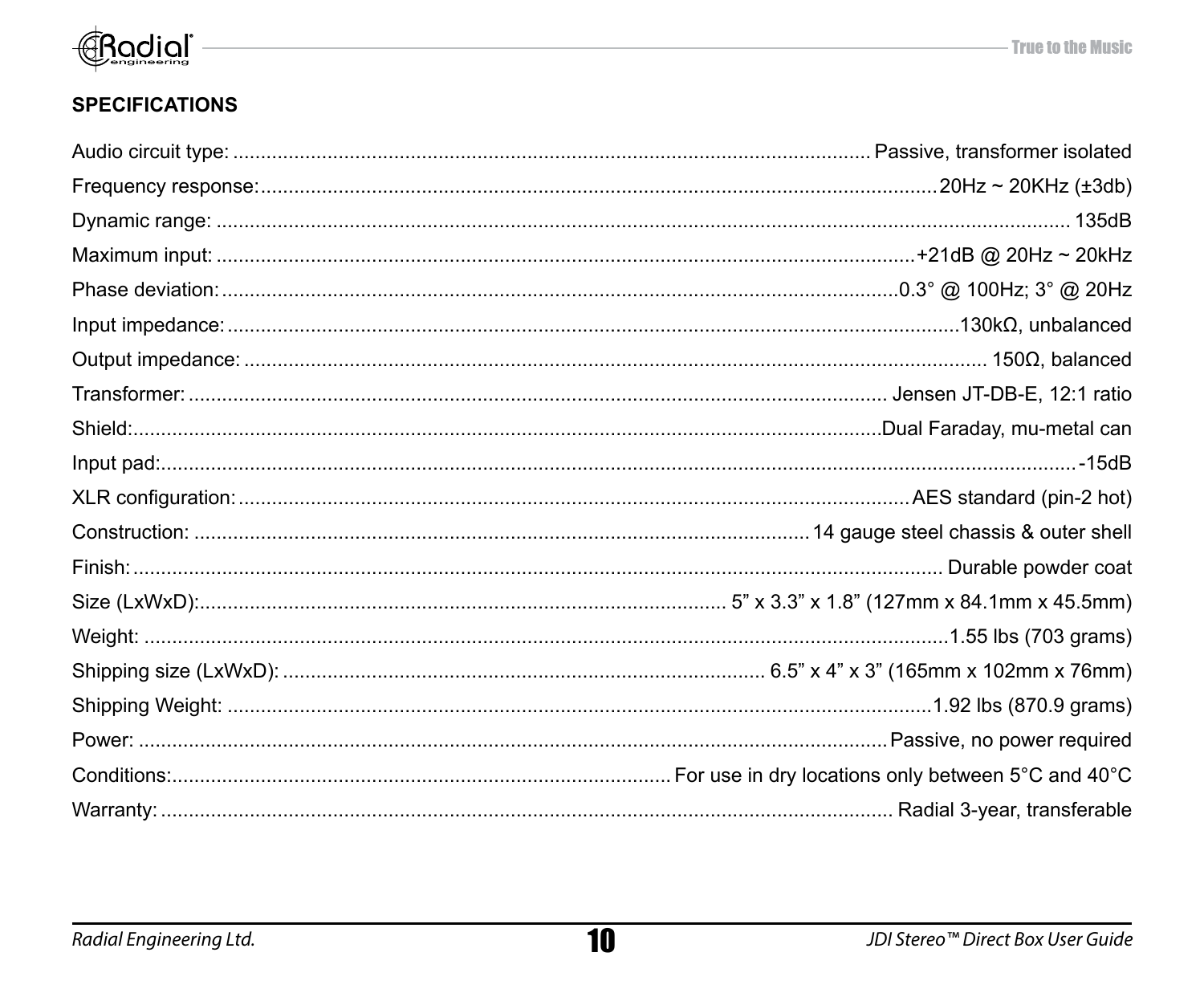## SPECIFICATIONS

Audio circuit type: .......... Passive, transformer isolated
Frequency response: .......... 20Hz ~ 20KHz (±3db)
Dynamic range: .......... 135dB
Maximum input: .......... +21dB @ 20Hz ~ 20kHz
Phase deviation: .......... 0.3° @ 100Hz; 3° @ 20Hz
Input impedance: .......... 130kΩ, unbalanced
Output impedance: .......... 150Ω, balanced
Transformer: .......... Jensen JT-DB-E, 12:1 ratio
Shield: .......... Dual Faraday, mu-metal can
Input pad: .......... -15dB
XLR configuration: .......... AES standard (pin-2 hot)
Construction: .......... 14 gauge steel chassis & outer shell
Finish: .......... Durable powder coat
Size (LxWxD): .......... 5” x 3.3” x 1.8” (127mm x 84.1mm x 45.5mm)
Weight: .......... 1.55 lbs (703 grams)
Shipping size (LxWxD): .......... 6.5” x 4” x 3” (165mm x 102mm x 76mm)
Shipping Weight: .......... 1.92 lbs (870.9 grams)
Power: .......... Passive, no power required
Conditions: .......... For use in dry locations only between 5°C and 40°C
Warranty: .......... Radial 3-year, transferable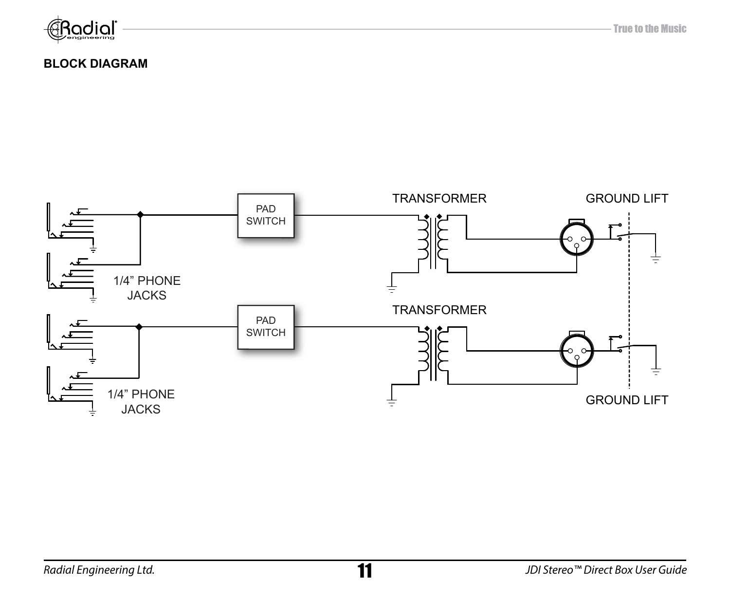## BLOCK DIAGRAM

PAD SWITCH

TRANSFORMER

GROUND LIFT

1/4" PHONE JACKS

PAD SWITCH

TRANSFORMER

1/4" PHONE JACKS

GROUND LIFT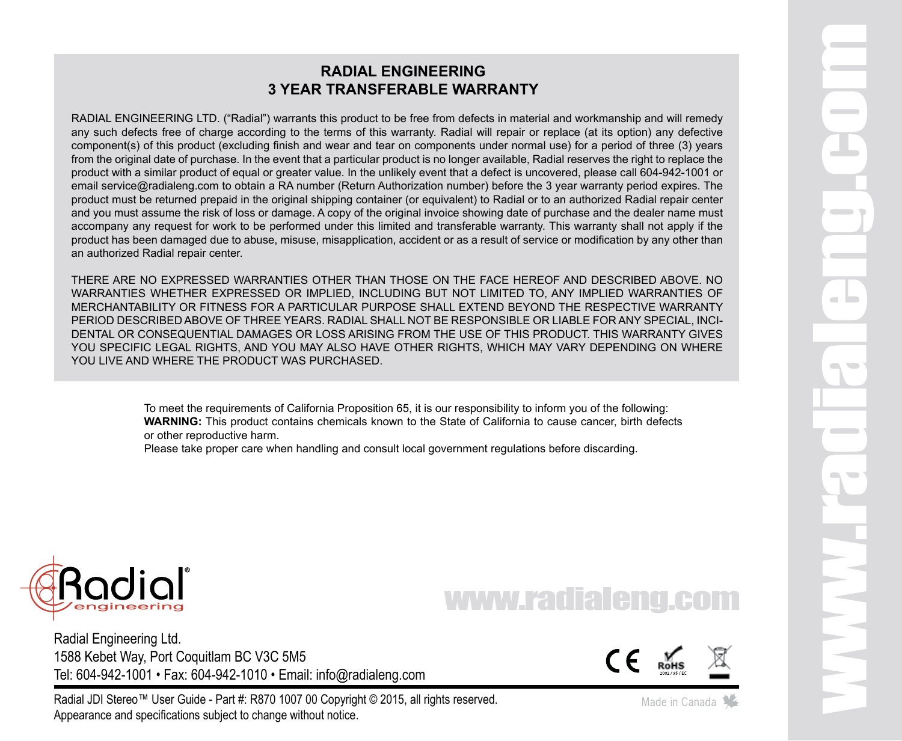## RADIAL ENGINEERING
## 3 YEAR TRANSFERABLE WARRANTY

RADIAL ENGINEERING LTD. ("Radial") warrants this product to be free from defects in material and workmanship and will remedy any such defects free of charge according to the terms of this warranty. Radial will repair or replace (at its option) any defective component(s) of this product (excluding finish and wear and tear on components under normal use) for a period of three (3) years from the original date of purchase. In the event that a particular product is no longer available, Radial reserves the right to replace the product with a similar product of equal or greater value. In the unlikely event that a defect is uncovered, please call 604-942-1001 or email service@radialeng.com to obtain a RA number (Return Authorization number) before the 3 year warranty period expires. The product must be returned prepaid in the original shipping container (or equivalent) to Radial or to an authorized Radial repair center and you must assume the risk of loss or damage. A copy of the original invoice showing date of purchase and the dealer name must accompany any request for work to be performed under this limited and transferable warranty. This warranty shall not apply if the product has been damaged due to abuse, misuse, misapplication, accident or as a result of service or modification by any other than an authorized Radial repair center.

THERE ARE NO EXPRESSED WARRANTIES OTHER THAN THOSE ON THE FACE HEREOF AND DESCRIBED ABOVE. NO WARRANTIES WHETHER EXPRESSED OR IMPLIED, INCLUDING BUT NOT LIMITED TO, ANY IMPLIED WARRANTIES OF MERCHANTABILITY OR FITNESS FOR A PARTICULAR PURPOSE SHALL EXTEND BEYOND THE RESPECTIVE WARRANTY PERIOD DESCRIBED ABOVE OF THREE YEARS. RADIAL SHALL NOT BE RESPONSIBLE OR LIABLE FOR ANY SPECIAL, INCIDENTAL OR CONSEQUENTIAL DAMAGES OR LOSS ARISING FROM THE USE OF THIS PRODUCT. THIS WARRANTY GIVES YOU SPECIFIC LEGAL RIGHTS, AND YOU MAY ALSO HAVE OTHER RIGHTS, WHICH MAY VARY DEPENDING ON WHERE YOU LIVE AND WHERE THE PRODUCT WAS PURCHASED.

To meet the requirements of California Proposition 65, it is our responsibility to inform you of the following:
**WARNING:** This product contains chemicals known to the State of California to cause cancer, birth defects or other reproductive harm.
Please take proper care when handling and consult local government regulations before discarding.

Radial engineering

www.radialeng.com

Radial Engineering Ltd.
1588 Kebet Way, Port Coquitlam BC V3C 5M5
Tel: 604-942-1001 • Fax: 604-942-1010 • Email: info@radialeng.com

Radial JDI Stereo™ User Guide - Part #: R870 1007 00 Copyright © 2015, all rights reserved.
Appearance and specifications subject to change without notice.

Made in Canada